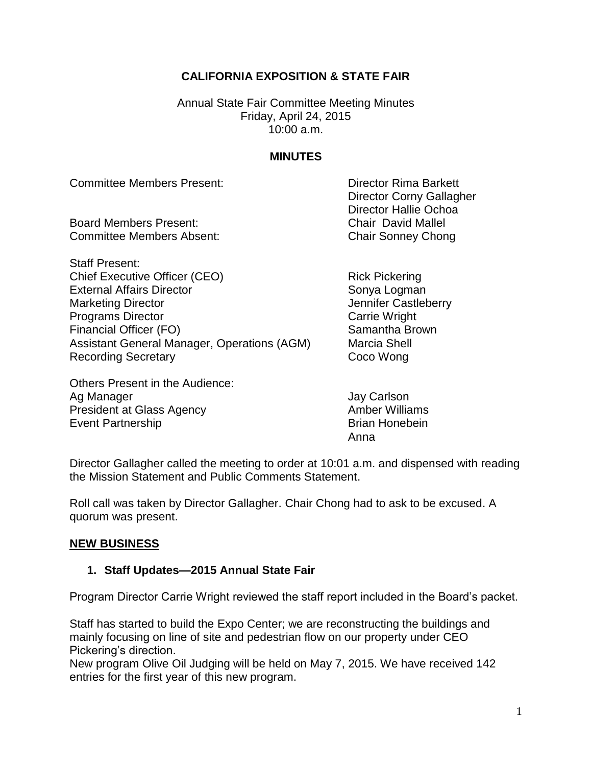**CALIFORNIA EXPOSITION & STATE FAIR**

Annual State Fair Committee Meeting Minutes
Friday, April 24, 2015
10:00 a.m.

**MINUTES**

| | |
|---|---|
| Committee Members Present: | Director Rima Barkett |
| | Director Corny Gallagher |
| | Director Hallie Ochoa |
| Board Members Present: | Chair David Mallel |
| Committee Members Absent: | Chair Sonney Chong |

| | |
|---|---|
| Staff Present: | |
| Chief Executive Officer (CEO) | Rick Pickering |
| External Affairs Director | Sonya Logman |
| Marketing Director | Jennifer Castleberry |
| Programs Director | Carrie Wright |
| Financial Officer (FO) | Samantha Brown |
| Assistant General Manager, Operations (AGM) | Marcia Shell |
| Recording Secretary | Coco Wong |

| | |
|---|---|
| Others Present in the Audience: | |
| Ag Manager | Jay Carlson |
| President at Glass Agency | Amber Williams |
| Event Partnership | Brian Honebein |
| | Anna |

Director Gallagher called the meeting to order at 10:01 a.m. and dispensed with reading the Mission Statement and Public Comments Statement.

Roll call was taken by Director Gallagher. Chair Chong had to ask to be excused. A quorum was present.

**NEW BUSINESS**

1. **Staff Updates—2015 Annual State Fair**

Program Director Carrie Wright reviewed the staff report included in the Board's packet.

Staff has started to build the Expo Center; we are reconstructing the buildings and mainly focusing on line of site and pedestrian flow on our property under CEO Pickering's direction.
New program Olive Oil Judging will be held on May 7, 2015. We have received 142 entries for the first year of this new program.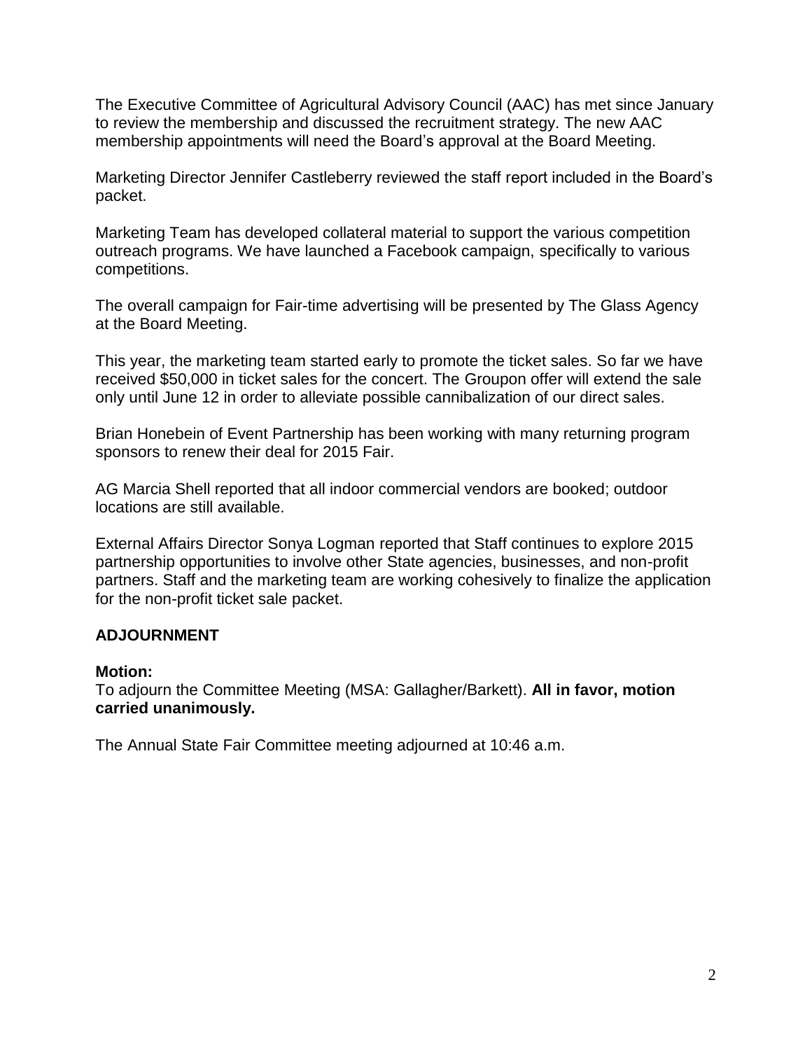The Executive Committee of Agricultural Advisory Council (AAC) has met since January to review the membership and discussed the recruitment strategy. The new AAC membership appointments will need the Board's approval at the Board Meeting.

Marketing Director Jennifer Castleberry reviewed the staff report included in the Board's packet.

Marketing Team has developed collateral material to support the various competition outreach programs. We have launched a Facebook campaign, specifically to various competitions.

The overall campaign for Fair-time advertising will be presented by The Glass Agency at the Board Meeting.

This year, the marketing team started early to promote the ticket sales. So far we have received $50,000 in ticket sales for the concert. The Groupon offer will extend the sale only until June 12 in order to alleviate possible cannibalization of our direct sales.

Brian Honebein of Event Partnership has been working with many returning program sponsors to renew their deal for 2015 Fair.

AG Marcia Shell reported that all indoor commercial vendors are booked; outdoor locations are still available.

External Affairs Director Sonya Logman reported that Staff continues to explore 2015 partnership opportunities to involve other State agencies, businesses, and non-profit partners. Staff and the marketing team are working cohesively to finalize the application for the non-profit ticket sale packet.

## ADJOURNMENT

**Motion:**
To adjourn the Committee Meeting (MSA: Gallagher/Barkett). **All in favor, motion carried unanimously.**

The Annual State Fair Committee meeting adjourned at 10:46 a.m.